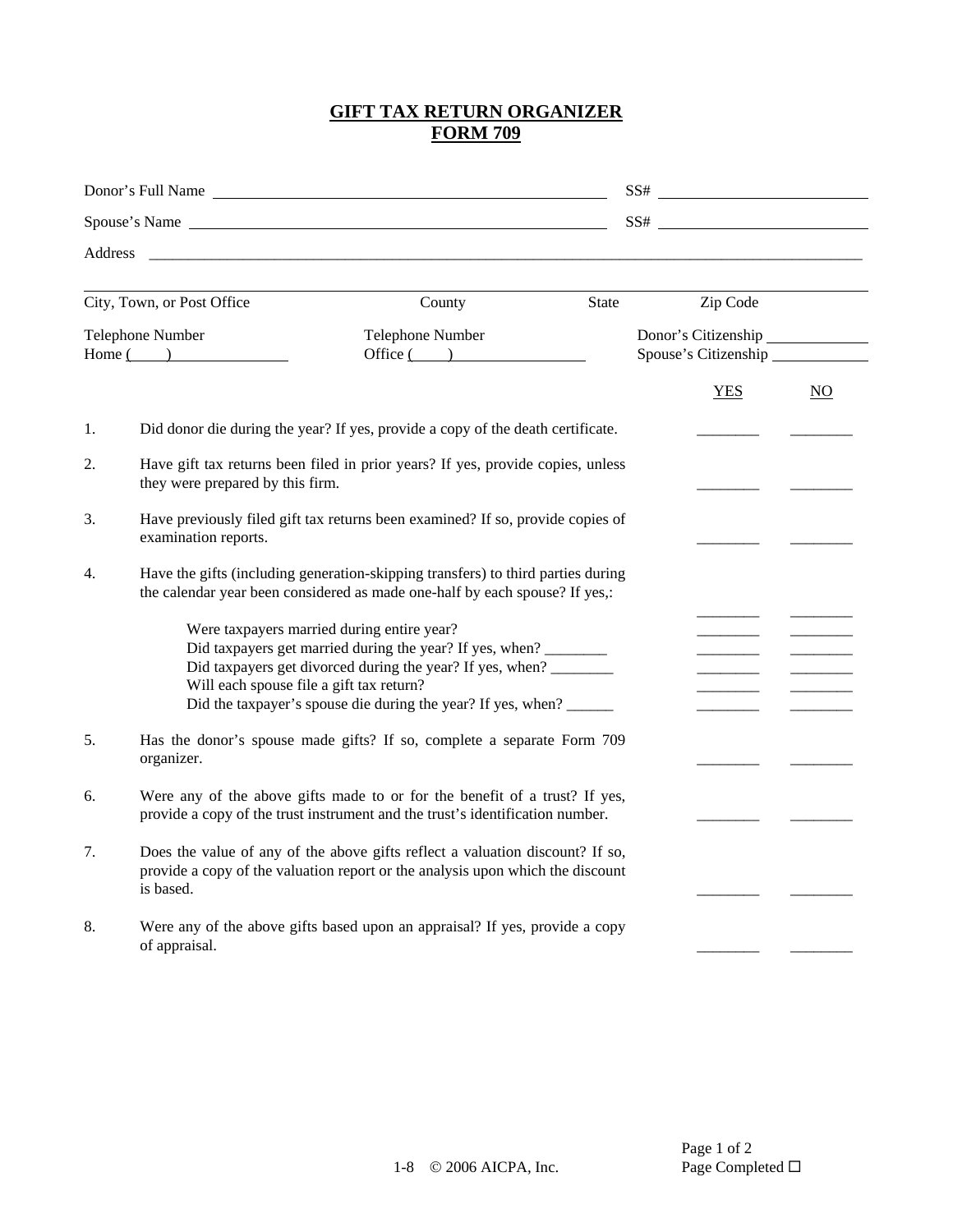# GIFT TAX RETURN ORGANIZER
# FORM 709

Donor's Full Name ______________________________ SS# ______________

Spouse's Name ______________________________ SS# ______________

Address ____________________________________________________________

| City, Town, or Post Office | County | State | Zip Code |
|---|---|---|---|

| Telephone Number | Telephone Number | |
|---|---|---|
| Home (____) __________ | Office (____) __________ | Donor's Citizenship __________ |
| | | Spouse's Citizenship __________ |

| | | YES | NO |
|---|---|---|---|
| 1. | Did donor die during the year? If yes, provide a copy of the death certificate. | ________ | ________ |
| 2. | Have gift tax returns been filed in prior years? If yes, provide copies, unless they were prepared by this firm. | ________ | ________ |
| 3. | Have previously filed gift tax returns been examined? If so, provide copies of examination reports. | ________ | ________ |
| 4. | Have the gifts (including generation-skipping transfers) to third parties during the calendar year been considered as made one-half by each spouse? If yes,: | ________ | ________ |
| | Were taxpayers married during entire year? | ________ | ________ |
| | Did taxpayers get married during the year? If yes, when? ________ | ________ | ________ |
| | Did taxpayers get divorced during the year? If yes, when? ________ | ________ | ________ |
| | Will each spouse file a gift tax return? | ________ | ________ |
| | Did the taxpayer's spouse die during the year? If yes, when? ______ | ________ | ________ |
| 5. | Has the donor's spouse made gifts? If so, complete a separate Form 709 organizer. | ________ | ________ |
| 6. | Were any of the above gifts made to or for the benefit of a trust? If yes, provide a copy of the trust instrument and the trust's identification number. | ________ | ________ |
| 7. | Does the value of any of the above gifts reflect a valuation discount? If so, provide a copy of the valuation report or the analysis upon which the discount is based. | ________ | ________ |
| 8. | Were any of the above gifts based upon an appraisal? If yes, provide a copy of appraisal. | ________ | ________ |

1-8 © 2006 AICPA, Inc.

Page Completed ☐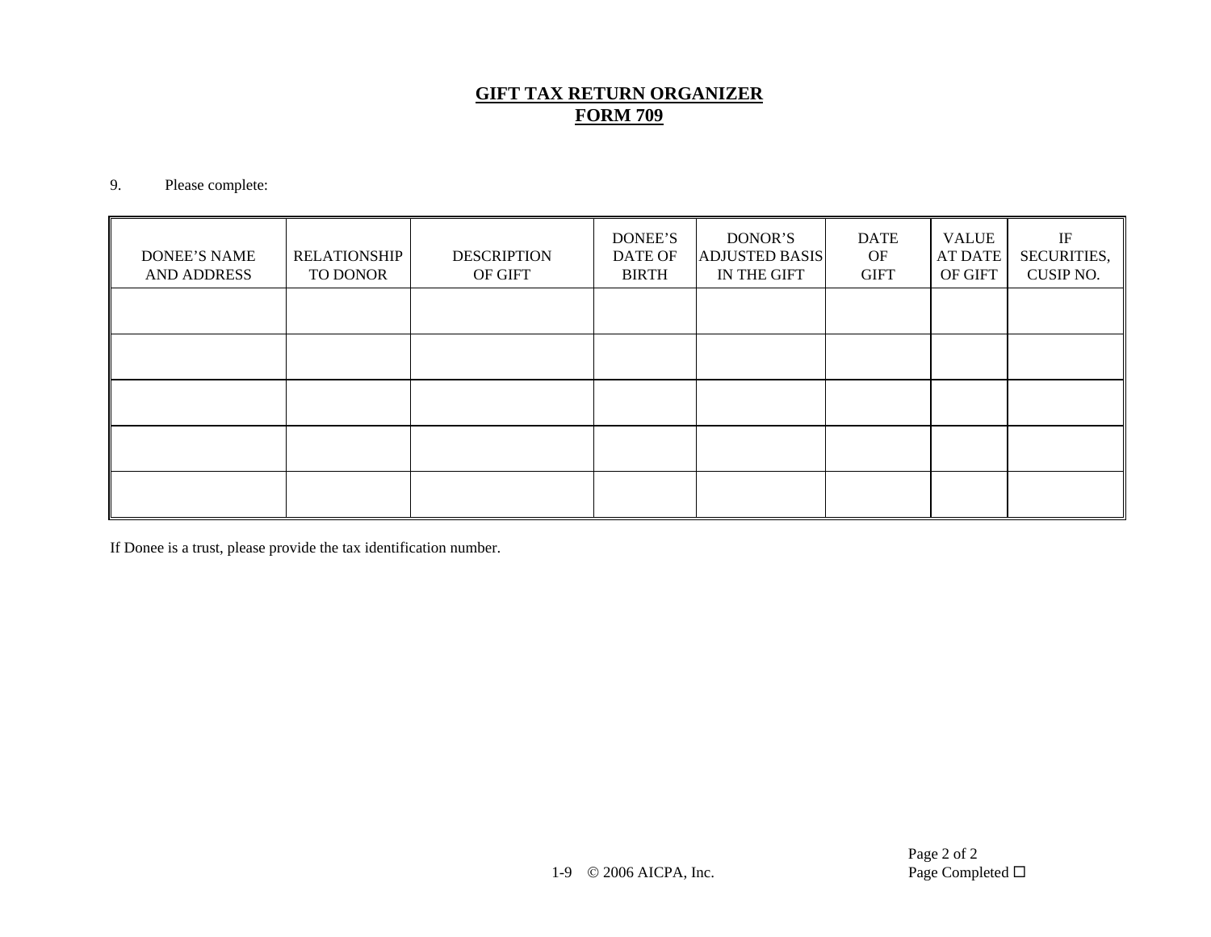# GIFT TAX RETURN ORGANIZER
# FORM 709

9. Please complete:

| DONEE'S NAME AND ADDRESS | RELATIONSHIP TO DONOR | DESCRIPTION OF GIFT | DONEE'S DATE OF BIRTH | DONOR'S ADJUSTED BASIS IN THE GIFT | DATE OF GIFT | VALUE AT DATE OF GIFT | IF SECURITIES, CUSIP NO. |
|---|---|---|---|---|---|---|---|
| | | | | | | | |
| | | | | | | | |
| | | | | | | | |
| | | | | | | | |
| | | | | | | | |

If Donee is a trust, please provide the tax identification number.

1-9 © 2006 AICPA, Inc.

Page Completed ☐